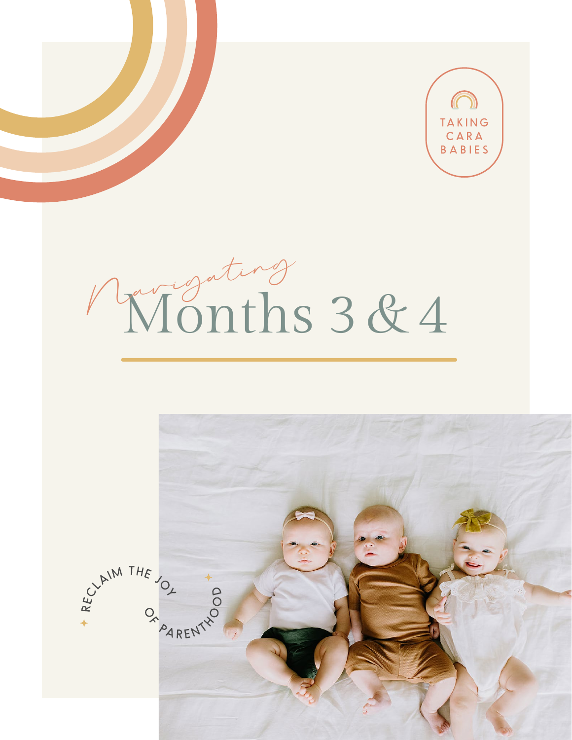TAKING CARA BABIES

# *Navigating* Months 3 & 4

RECLAIM THE JOY OF PARENTHOOD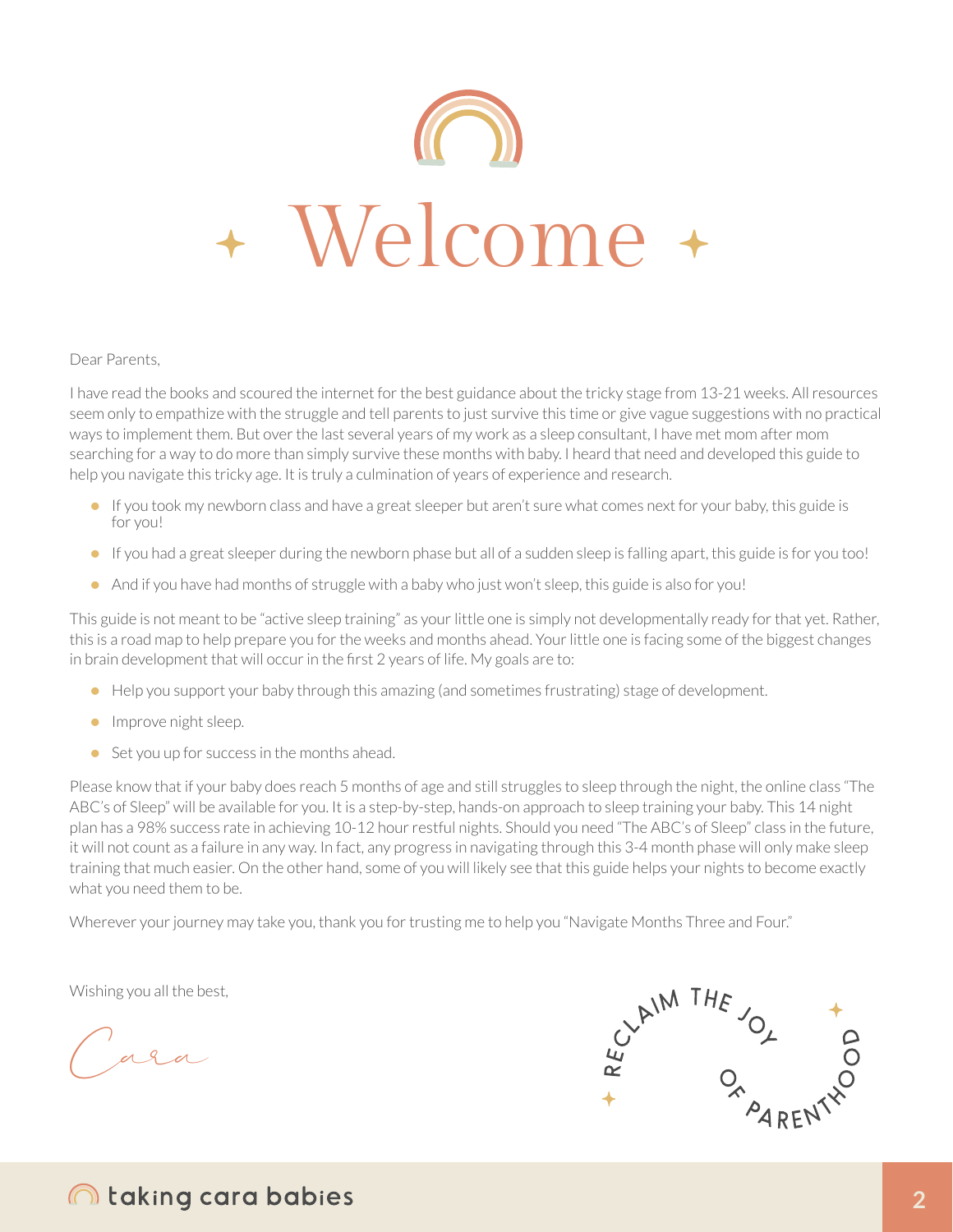# Welcome

Dear Parents,

I have read the books and scoured the internet for the best guidance about the tricky stage from 13-21 weeks. All resources seem only to empathize with the struggle and tell parents to just survive this time or give vague suggestions with no practical ways to implement them. But over the last several years of my work as a sleep consultant, I have met mom after mom searching for a way to do more than simply survive these months with baby. I heard that need and developed this guide to help you navigate this tricky age. It is truly a culmination of years of experience and research.

- If you took my newborn class and have a great sleeper but aren't sure what comes next for your baby, this guide is for you!
- If you had a great sleeper during the newborn phase but all of a sudden sleep is falling apart, this guide is for you too!
- And if you have had months of struggle with a baby who just won't sleep, this guide is also for you!

This guide is not meant to be "active sleep training" as your little one is simply not developmentally ready for that yet. Rather, this is a road map to help prepare you for the weeks and months ahead. Your little one is facing some of the biggest changes in brain development that will occur in the first 2 years of life. My goals are to:

- Help you support your baby through this amazing (and sometimes frustrating) stage of development.
- Improve night sleep.
- Set you up for success in the months ahead.

Please know that if your baby does reach 5 months of age and still struggles to sleep through the night, the online class "The ABC's of Sleep" will be available for you. It is a step-by-step, hands-on approach to sleep training your baby. This 14 night plan has a 98% success rate in achieving 10-12 hour restful nights. Should you need "The ABC's of Sleep" class in the future, it will not count as a failure in any way. In fact, any progress in navigating through this 3-4 month phase will only make sleep training that much easier. On the other hand, some of you will likely see that this guide helps your nights to become exactly what you need them to be.

Wherever your journey may take you, thank you for trusting me to help you "Navigate Months Three and Four."

Wishing you all the best,

Cara

RECLAIM THE JOY OF PARENTHOOD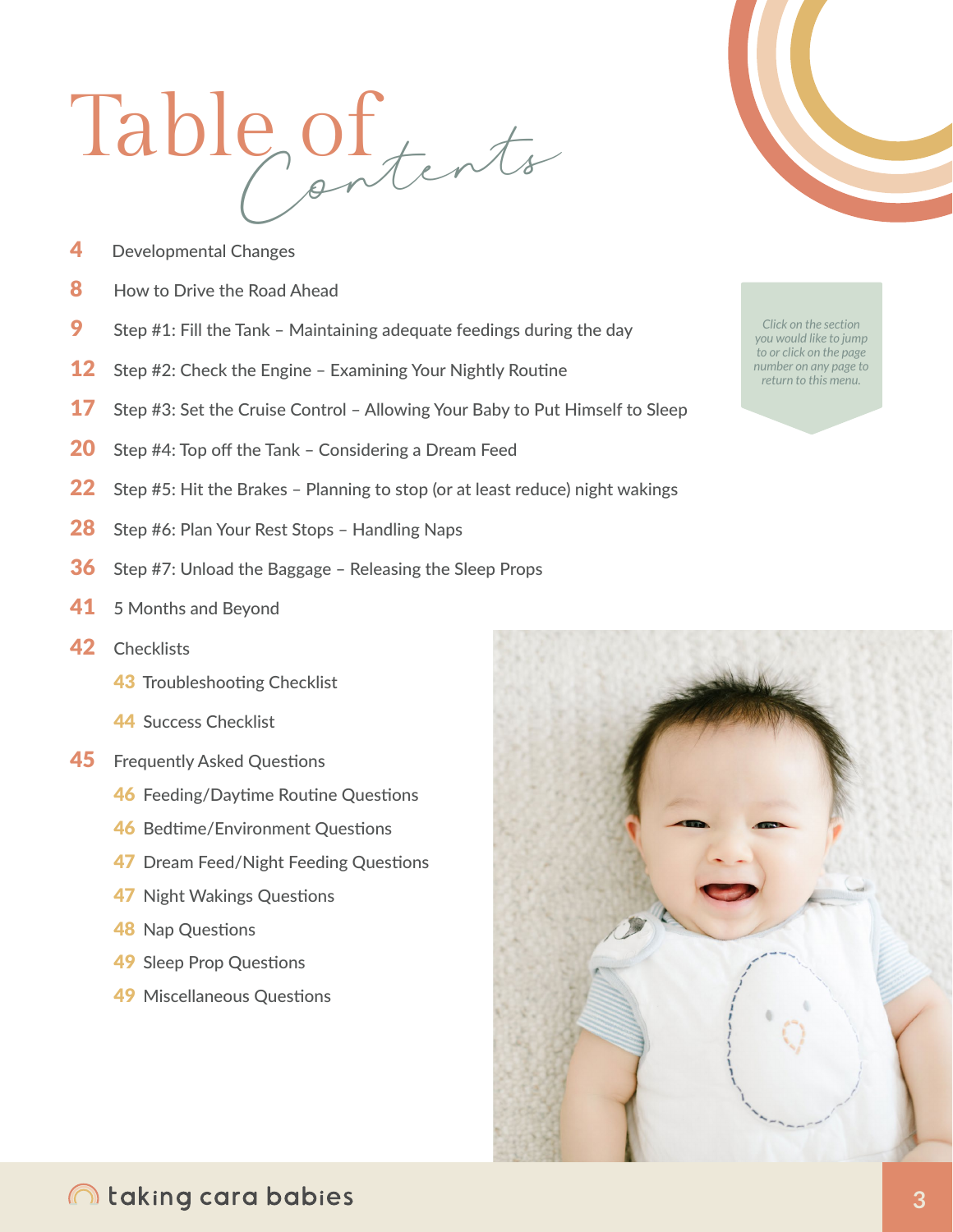# Table of Contents

- 4 Developmental Changes
- 8 How to Drive the Road Ahead
- 9 Step #1: Fill the Tank – Maintaining adequate feedings during the day
- 12 Step #2: Check the Engine – Examining Your Nightly Routine
- 17 Step #3: Set the Cruise Control – Allowing Your Baby to Put Himself to Sleep
- 20 Step #4: Top off the Tank – Considering a Dream Feed
- 22 Step #5: Hit the Brakes – Planning to stop (or at least reduce) night wakings
- 28 Step #6: Plan Your Rest Stops – Handling Naps
- 36 Step #7: Unload the Baggage – Releasing the Sleep Props
- 41 5 Months and Beyond
- 42 Checklists
  - 43 Troubleshooting Checklist
  - 44 Success Checklist
- 45 Frequently Asked Questions
  - 46 Feeding/Daytime Routine Questions
  - 46 Bedtime/Environment Questions
  - 47 Dream Feed/Night Feeding Questions
  - 47 Night Wakings Questions
  - 48 Nap Questions
  - 49 Sleep Prop Questions
  - 49 Miscellaneous Questions

*Click on the section you would like to jump to or click on the page number on any page to return to this menu.*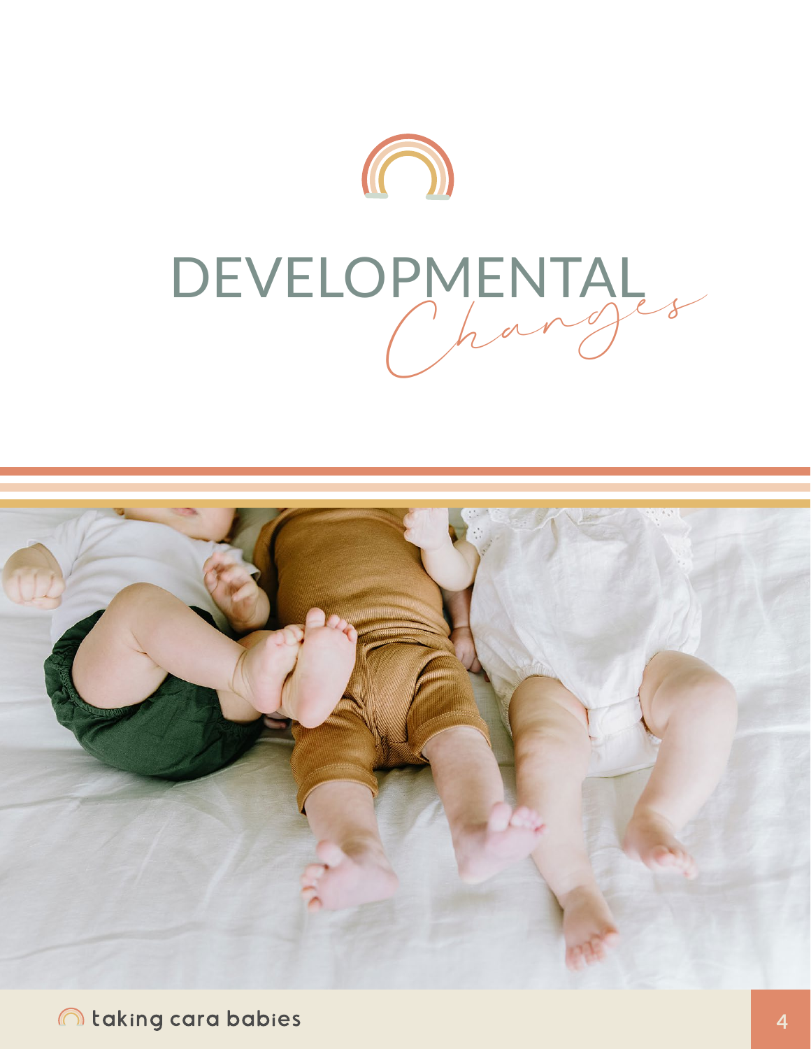# DEVELOPMENTAL *Changes*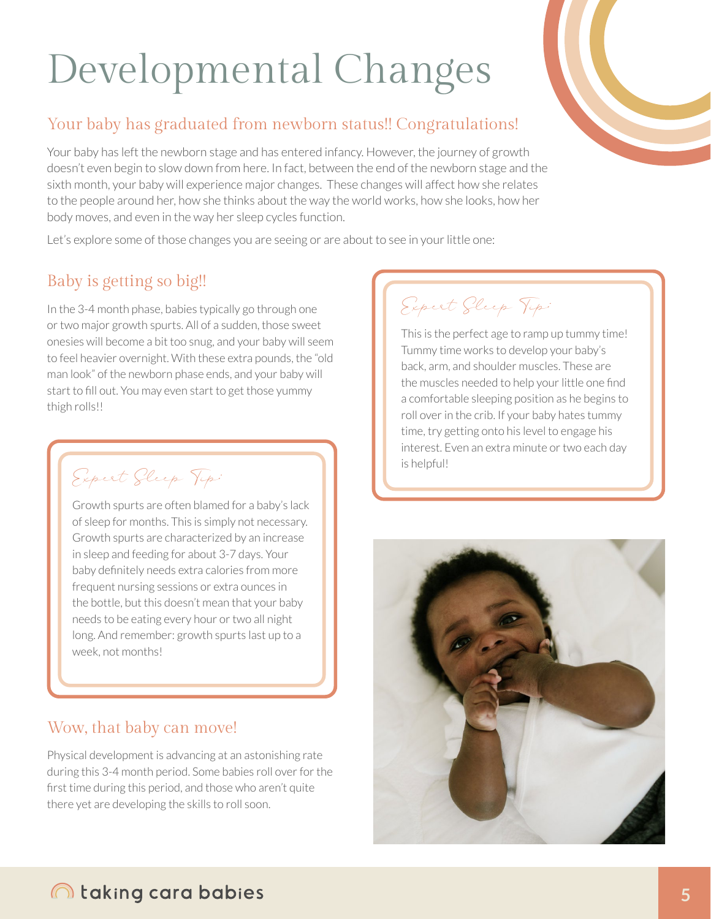# Developmental Changes

## Your baby has graduated from newborn status!! Congratulations!

Your baby has left the newborn stage and has entered infancy. However, the journey of growth doesn't even begin to slow down from here. In fact, between the end of the newborn stage and the sixth month, your baby will experience major changes. These changes will affect how she relates to the people around her, how she thinks about the way the world works, how she looks, how her body moves, and even in the way her sleep cycles function.

Let's explore some of those changes you are seeing or are about to see in your little one:

### Baby is getting so big!!

In the 3-4 month phase, babies typically go through one or two major growth spurts. All of a sudden, those sweet onesies will become a bit too snug, and your baby will seem to feel heavier overnight. With these extra pounds, the "old man look" of the newborn phase ends, and your baby will start to fill out. You may even start to get those yummy thigh rolls!!

> *Expert Sleep Tip:*
>
> Growth spurts are often blamed for a baby's lack of sleep for months. This is simply not necessary. Growth spurts are characterized by an increase in sleep and feeding for about 3-7 days. Your baby definitely needs extra calories from more frequent nursing sessions or extra ounces in the bottle, but this doesn't mean that your baby needs to be eating every hour or two all night long. And remember: growth spurts last up to a week, not months!

### Wow, that baby can move!

Physical development is advancing at an astonishing rate during this 3-4 month period. Some babies roll over for the first time during this period, and those who aren't quite there yet are developing the skills to roll soon.

> *Expert Sleep Tip:*
>
> This is the perfect age to ramp up tummy time! Tummy time works to develop your baby's back, arm, and shoulder muscles. These are the muscles needed to help your little one find a comfortable sleeping position as he begins to roll over in the crib. If your baby hates tummy time, try getting onto his level to engage his interest. Even an extra minute or two each day is helpful!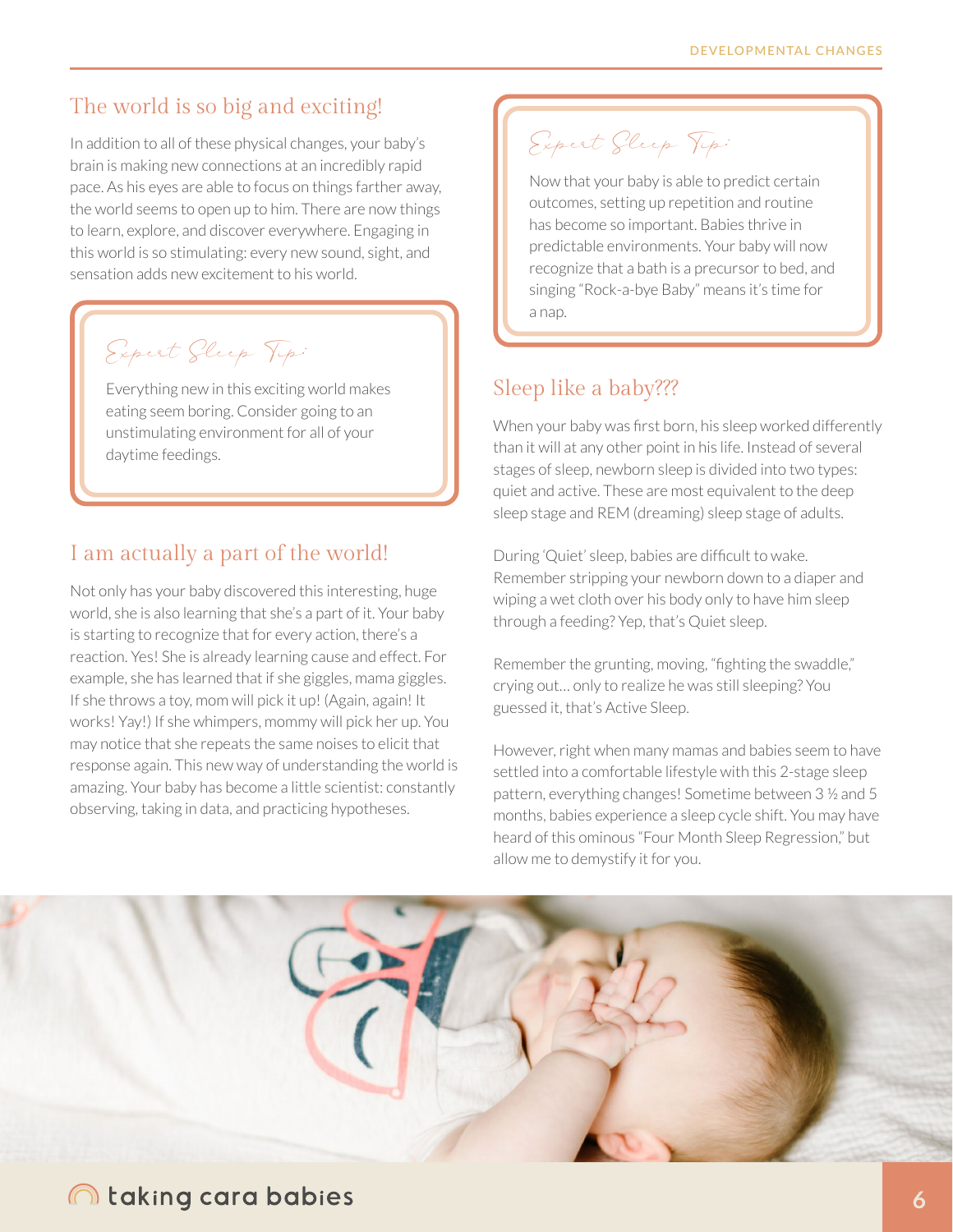## The world is so big and exciting!

In addition to all of these physical changes, your baby's brain is making new connections at an incredibly rapid pace. As his eyes are able to focus on things farther away, the world seems to open up to him. There are now things to learn, explore, and discover everywhere. Engaging in this world is so stimulating: every new sound, sight, and sensation adds new excitement to his world.

> *Expert Sleep Tip:*
>
> Everything new in this exciting world makes eating seem boring. Consider going to an unstimulating environment for all of your daytime feedings.

## I am actually a part of the world!

Not only has your baby discovered this interesting, huge world, she is also learning that she's a part of it. Your baby is starting to recognize that for every action, there's a reaction. Yes! She is already learning cause and effect. For example, she has learned that if she giggles, mama giggles. If she throws a toy, mom will pick it up! (Again, again! It works! Yay!) If she whimpers, mommy will pick her up. You may notice that she repeats the same noises to elicit that response again. This new way of understanding the world is amazing. Your baby has become a little scientist: constantly observing, taking in data, and practicing hypotheses.

> *Expert Sleep Tip:*
>
> Now that your baby is able to predict certain outcomes, setting up repetition and routine has become so important. Babies thrive in predictable environments. Your baby will now recognize that a bath is a precursor to bed, and singing "Rock-a-bye Baby" means it's time for a nap.

## Sleep like a baby???

When your baby was first born, his sleep worked differently than it will at any other point in his life. Instead of several stages of sleep, newborn sleep is divided into two types: quiet and active. These are most equivalent to the deep sleep stage and REM (dreaming) sleep stage of adults.

During 'Quiet' sleep, babies are difficult to wake. Remember stripping your newborn down to a diaper and wiping a wet cloth over his body only to have him sleep through a feeding? Yep, that's Quiet sleep.

Remember the grunting, moving, "fighting the swaddle," crying out... only to realize he was still sleeping? You guessed it, that's Active Sleep.

However, right when many mamas and babies seem to have settled into a comfortable lifestyle with this 2-stage sleep pattern, everything changes! Sometime between 3 ½ and 5 months, babies experience a sleep cycle shift. You may have heard of this ominous "Four Month Sleep Regression," but allow me to demystify it for you.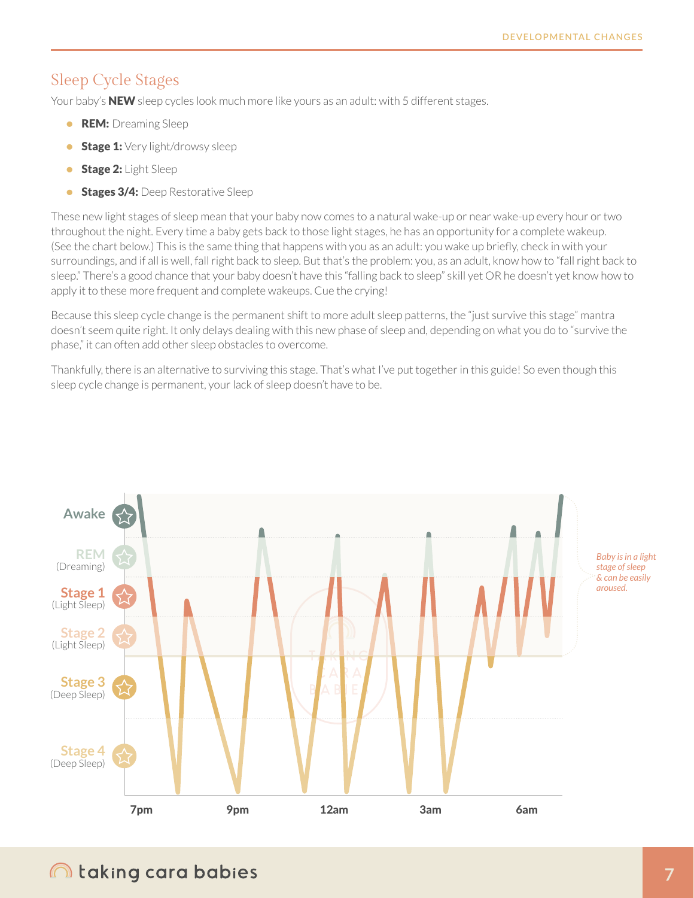## Sleep Cycle Stages

Your baby's **NEW** sleep cycles look much more like yours as an adult: with 5 different stages.

- **REM:** Dreaming Sleep
- **Stage 1:** Very light/drowsy sleep
- **Stage 2:** Light Sleep
- **Stages 3/4:** Deep Restorative Sleep

These new light stages of sleep mean that your baby now comes to a natural wake-up or near wake-up every hour or two throughout the night. Every time a baby gets back to those light stages, he has an opportunity for a complete wakeup. (See the chart below.) This is the same thing that happens with you as an adult: you wake up briefly, check in with your surroundings, and if all is well, fall right back to sleep. But that's the problem: you, as an adult, know how to "fall right back to sleep." There's a good chance that your baby doesn't have this "falling back to sleep" skill yet OR he doesn't yet know how to apply it to these more frequent and complete wakeups. Cue the crying!

Because this sleep cycle change is the permanent shift to more adult sleep patterns, the "just survive this stage" mantra doesn't seem quite right. It only delays dealing with this new phase of sleep and, depending on what you do to "survive the phase," it can often add other sleep obstacles to overcome.

Thankfully, there is an alternative to surviving this stage. That's what I've put together in this guide! So even though this sleep cycle change is permanent, your lack of sleep doesn't have to be.

Awake
REM (Dreaming)
Stage 1 (Light Sleep)
Stage 2 (Light Sleep)
Stage 3 (Deep Sleep)
Stage 4 (Deep Sleep)

7pm 9pm 12am 3am 6am

*Baby is in a light stage of sleep & can be easily aroused.*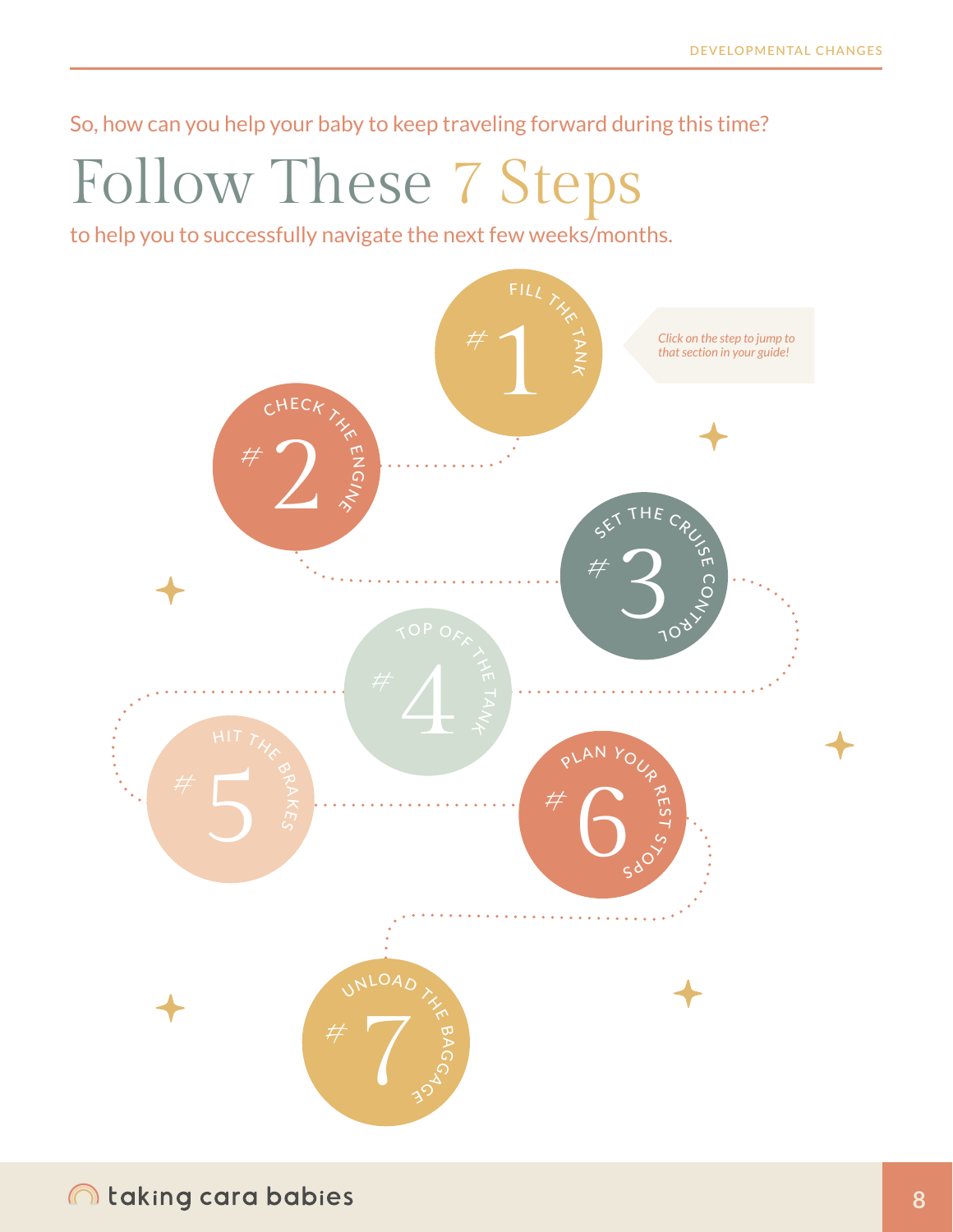So, how can you help your baby to keep traveling forward during this time?

# Follow These 7 Steps

to help you to successfully navigate the next few weeks/months.

*Click on the step to jump to that section in your guide!*

#1 FILL THE TANK

#2 CHECK THE ENGINE

#3 SET THE CRUISE CONTROL

#4 TOP OFF THE TANK

#5 HIT THE BRAKES

#6 PLAN YOUR REST STOPS

#7 UNLOAD THE BAGGAGE